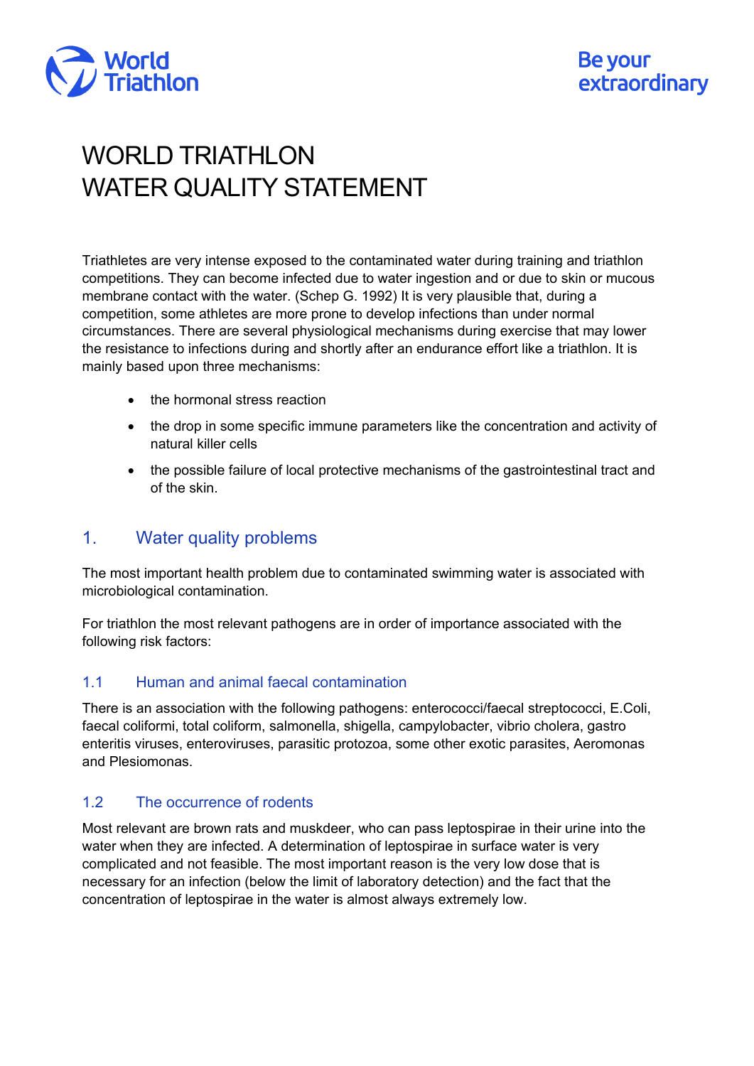# WORLD TRIATHLON
# WATER QUALITY STATEMENT

Triathletes are very intense exposed to the contaminated water during training and triathlon competitions. They can become infected due to water ingestion and or due to skin or mucous membrane contact with the water. (Schep G. 1992) It is very plausible that, during a competition, some athletes are more prone to develop infections than under normal circumstances. There are several physiological mechanisms during exercise that may lower the resistance to infections during and shortly after an endurance effort like a triathlon. It is mainly based upon three mechanisms:

- the hormonal stress reaction
- the drop in some specific immune parameters like the concentration and activity of natural killer cells
- the possible failure of local protective mechanisms of the gastrointestinal tract and of the skin.

## 1. Water quality problems

The most important health problem due to contaminated swimming water is associated with microbiological contamination.

For triathlon the most relevant pathogens are in order of importance associated with the following risk factors:

### 1.1 Human and animal faecal contamination

There is an association with the following pathogens: enterococci/faecal streptococci, E.Coli, faecal coliformi, total coliform, salmonella, shigella, campylobacter, vibrio cholera, gastro enteritis viruses, enteroviruses, parasitic protozoa, some other exotic parasites, Aeromonas and Plesiomonas.

### 1.2 The occurrence of rodents

Most relevant are brown rats and muskdeer, who can pass leptospirae in their urine into the water when they are infected. A determination of leptospirae in surface water is very complicated and not feasible. The most important reason is the very low dose that is necessary for an infection (below the limit of laboratory detection) and the fact that the concentration of leptospirae in the water is almost always extremely low.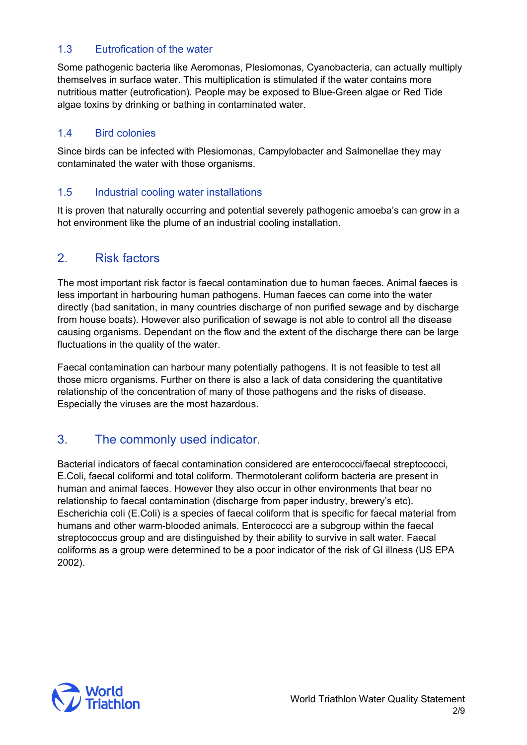### 1.3 Eutrofication of the water

Some pathogenic bacteria like Aeromonas, Plesiomonas, Cyanobacteria, can actually multiply themselves in surface water. This multiplication is stimulated if the water contains more nutritious matter (eutrofication). People may be exposed to Blue-Green algae or Red Tide algae toxins by drinking or bathing in contaminated water.

### 1.4 Bird colonies

Since birds can be infected with Plesiomonas, Campylobacter and Salmonellae they may contaminated the water with those organisms.

### 1.5 Industrial cooling water installations

It is proven that naturally occurring and potential severely pathogenic amoeba's can grow in a hot environment like the plume of an industrial cooling installation.

## 2. Risk factors

The most important risk factor is faecal contamination due to human faeces. Animal faeces is less important in harbouring human pathogens. Human faeces can come into the water directly (bad sanitation, in many countries discharge of non purified sewage and by discharge from house boats). However also purification of sewage is not able to control all the disease causing organisms. Dependant on the flow and the extent of the discharge there can be large fluctuations in the quality of the water.

Faecal contamination can harbour many potentially pathogens. It is not feasible to test all those micro organisms. Further on there is also a lack of data considering the quantitative relationship of the concentration of many of those pathogens and the risks of disease. Especially the viruses are the most hazardous.

## 3. The commonly used indicator.

Bacterial indicators of faecal contamination considered are enterococci/faecal streptococci, E.Coli, faecal coliformi and total coliform. Thermotolerant coliform bacteria are present in human and animal faeces. However they also occur in other environments that bear no relationship to faecal contamination (discharge from paper industry, brewery's etc). Escherichia coli (E.Coli) is a species of faecal coliform that is specific for faecal material from humans and other warm-blooded animals. Enterococci are a subgroup within the faecal streptococcus group and are distinguished by their ability to survive in salt water. Faecal coliforms as a group were determined to be a poor indicator of the risk of GI illness (US EPA 2002).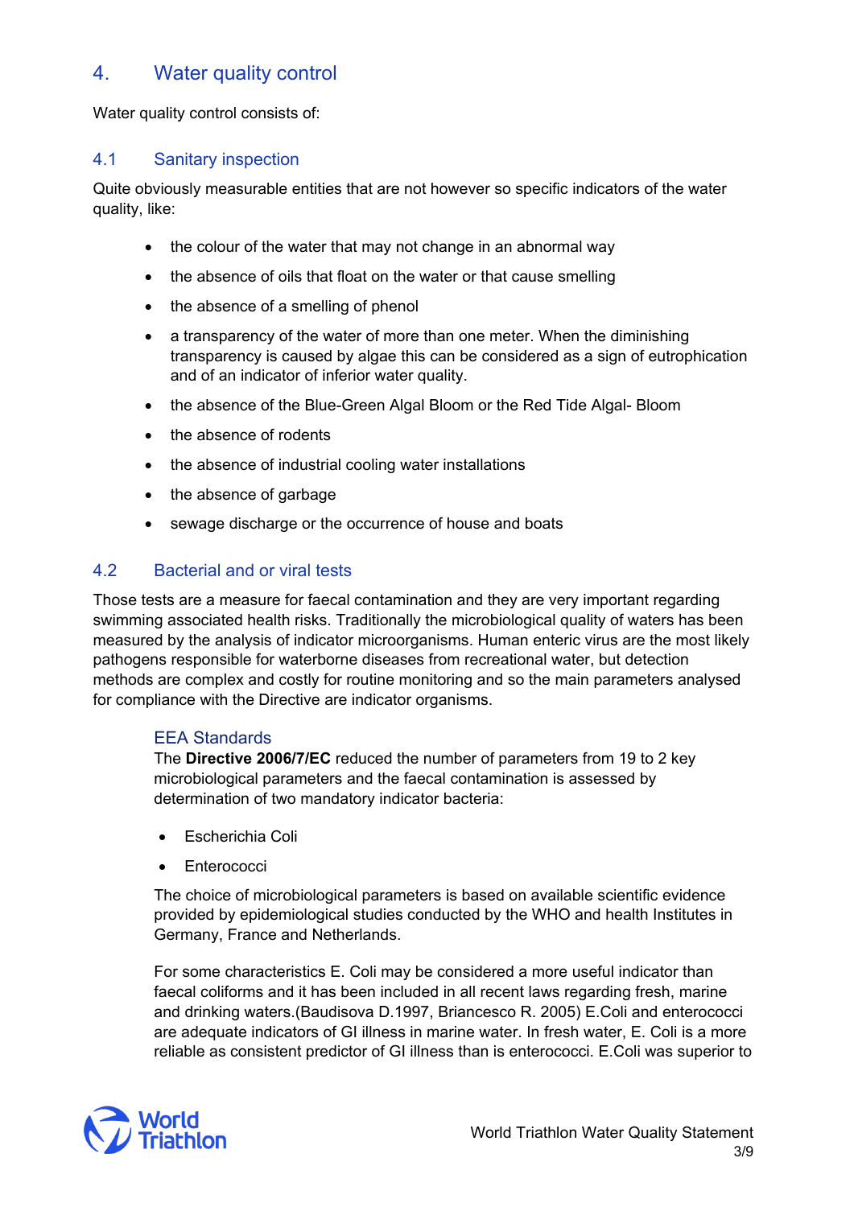## 4. Water quality control

Water quality control consists of:

### 4.1 Sanitary inspection

Quite obviously measurable entities that are not however so specific indicators of the water quality, like:

- the colour of the water that may not change in an abnormal way
- the absence of oils that float on the water or that cause smelling
- the absence of a smelling of phenol
- a transparency of the water of more than one meter. When the diminishing transparency is caused by algae this can be considered as a sign of eutrophication and of an indicator of inferior water quality.
- the absence of the Blue-Green Algal Bloom or the Red Tide Algal- Bloom
- the absence of rodents
- the absence of industrial cooling water installations
- the absence of garbage
- sewage discharge or the occurrence of house and boats

### 4.2 Bacterial and or viral tests

Those tests are a measure for faecal contamination and they are very important regarding swimming associated health risks. Traditionally the microbiological quality of waters has been measured by the analysis of indicator microorganisms. Human enteric virus are the most likely pathogens responsible for waterborne diseases from recreational water, but detection methods are complex and costly for routine monitoring and so the main parameters analysed for compliance with the Directive are indicator organisms.

#### EEA Standards

The **Directive 2006/7/EC** reduced the number of parameters from 19 to 2 key microbiological parameters and the faecal contamination is assessed by determination of two mandatory indicator bacteria:

- Escherichia Coli
- Enterococci

The choice of microbiological parameters is based on available scientific evidence provided by epidemiological studies conducted by the WHO and health Institutes in Germany, France and Netherlands.

For some characteristics E. Coli may be considered a more useful indicator than faecal coliforms and it has been included in all recent laws regarding fresh, marine and drinking waters.(Baudisova D.1997, Briancesco R. 2005) E.Coli and enterococci are adequate indicators of GI illness in marine water. In fresh water, E. Coli is a more reliable as consistent predictor of GI illness than is enterococci. E.Coli was superior to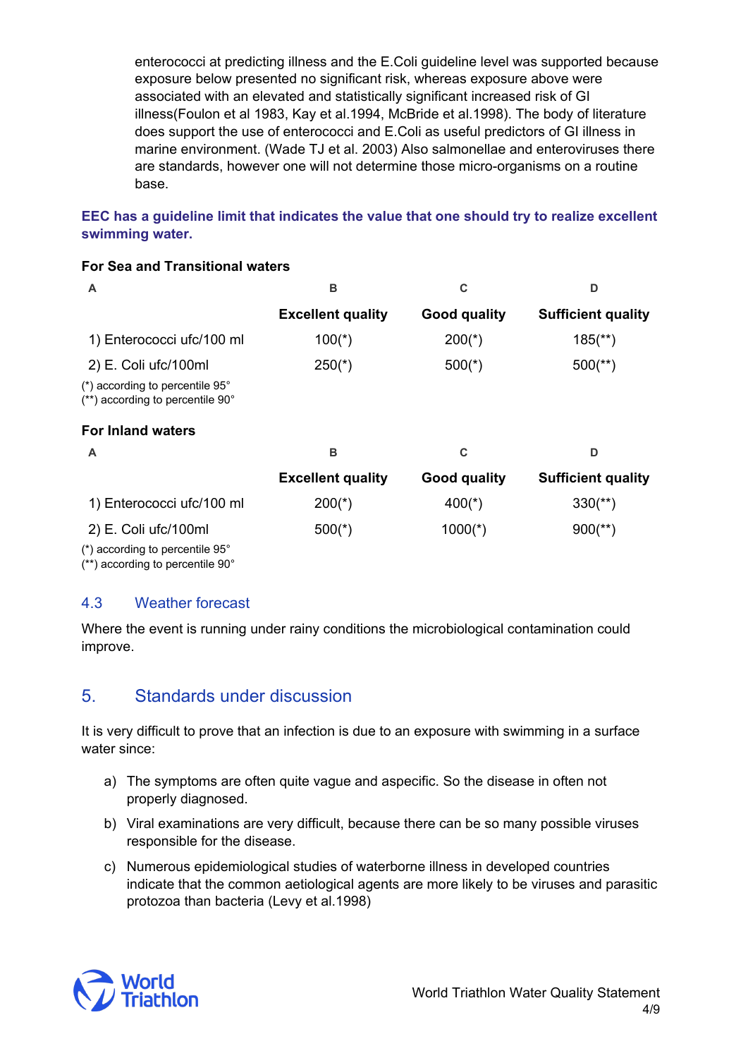enterococci at predicting illness and the E.Coli guideline level was supported because exposure below presented no significant risk, whereas exposure above were associated with an elevated and statistically significant increased risk of GI illness(Foulon et al 1983, Kay et al.1994, McBride et al.1998). The body of literature does support the use of enterococci and E.Coli as useful predictors of GI illness in marine environment. (Wade TJ et al. 2003) Also salmonellae and enteroviruses there are standards, however one will not determine those micro-organisms on a routine base.

**EEC has a guideline limit that indicates the value that one should try to realize excellent swimming water.**

**For Sea and Transitional waters**

| A | B | C | D |
|---|---|---|---|
| | **Excellent quality** | **Good quality** | **Sufficient quality** |
| 1) Enterococci ufc/100 ml | 100(*) | 200(*) | 185(**) |
| 2) E. Coli ufc/100ml | 250(*) | 500(*) | 500(**) |

(*) according to percentile 95°
(**) according to percentile 90°

**For Inland waters**

| A | B | C | D |
|---|---|---|---|
| | **Excellent quality** | **Good quality** | **Sufficient quality** |
| 1) Enterococci ufc/100 ml | 200(*) | 400(*) | 330(**) |
| 2) E. Coli ufc/100ml | 500(*) | 1000(*) | 900(**) |

(*) according to percentile 95°
(**) according to percentile 90°

### 4.3 Weather forecast

Where the event is running under rainy conditions the microbiological contamination could improve.

## 5. Standards under discussion

It is very difficult to prove that an infection is due to an exposure with swimming in a surface water since:

a) The symptoms are often quite vague and aspecific. So the disease in often not properly diagnosed.
b) Viral examinations are very difficult, because there can be so many possible viruses responsible for the disease.
c) Numerous epidemiological studies of waterborne illness in developed countries indicate that the common aetiological agents are more likely to be viruses and parasitic protozoa than bacteria (Levy et al.1998)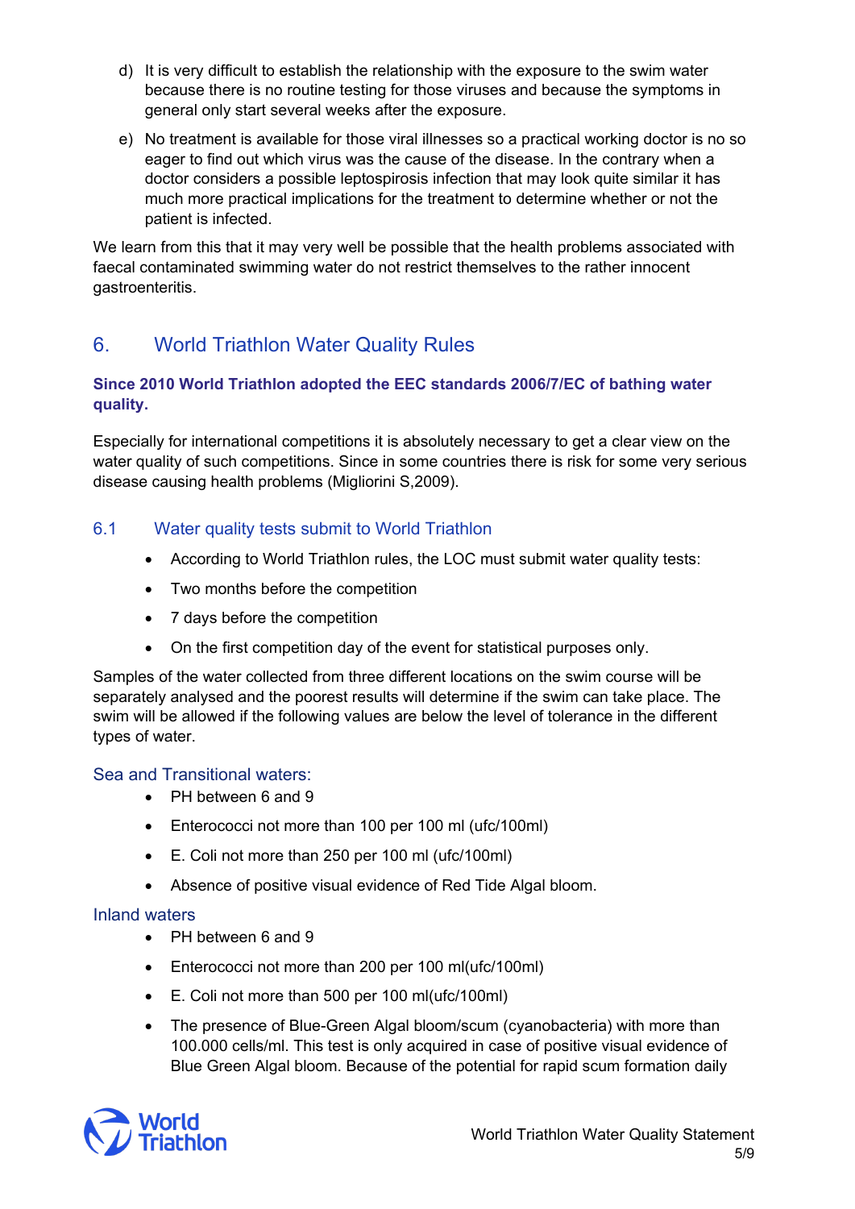d) It is very difficult to establish the relationship with the exposure to the swim water because there is no routine testing for those viruses and because the symptoms in general only start several weeks after the exposure.

e) No treatment is available for those viral illnesses so a practical working doctor is no so eager to find out which virus was the cause of the disease. In the contrary when a doctor considers a possible leptospirosis infection that may look quite similar it has much more practical implications for the treatment to determine whether or not the patient is infected.

We learn from this that it may very well be possible that the health problems associated with faecal contaminated swimming water do not restrict themselves to the rather innocent gastroenteritis.

## 6. World Triathlon Water Quality Rules

**Since 2010 World Triathlon adopted the EEC standards 2006/7/EC of bathing water quality.**

Especially for international competitions it is absolutely necessary to get a clear view on the water quality of such competitions. Since in some countries there is risk for some very serious disease causing health problems (Migliorini S,2009).

### 6.1 Water quality tests submit to World Triathlon

- According to World Triathlon rules, the LOC must submit water quality tests:
- Two months before the competition
- 7 days before the competition
- On the first competition day of the event for statistical purposes only.

Samples of the water collected from three different locations on the swim course will be separately analysed and the poorest results will determine if the swim can take place. The swim will be allowed if the following values are below the level of tolerance in the different types of water.

#### Sea and Transitional waters:

- PH between 6 and 9
- Enterococci not more than 100 per 100 ml (ufc/100ml)
- E. Coli not more than 250 per 100 ml (ufc/100ml)
- Absence of positive visual evidence of Red Tide Algal bloom.

#### Inland waters

- PH between 6 and 9
- Enterococci not more than 200 per 100 ml(ufc/100ml)
- E. Coli not more than 500 per 100 ml(ufc/100ml)
- The presence of Blue-Green Algal bloom/scum (cyanobacteria) with more than 100.000 cells/ml. This test is only acquired in case of positive visual evidence of Blue Green Algal bloom. Because of the potential for rapid scum formation daily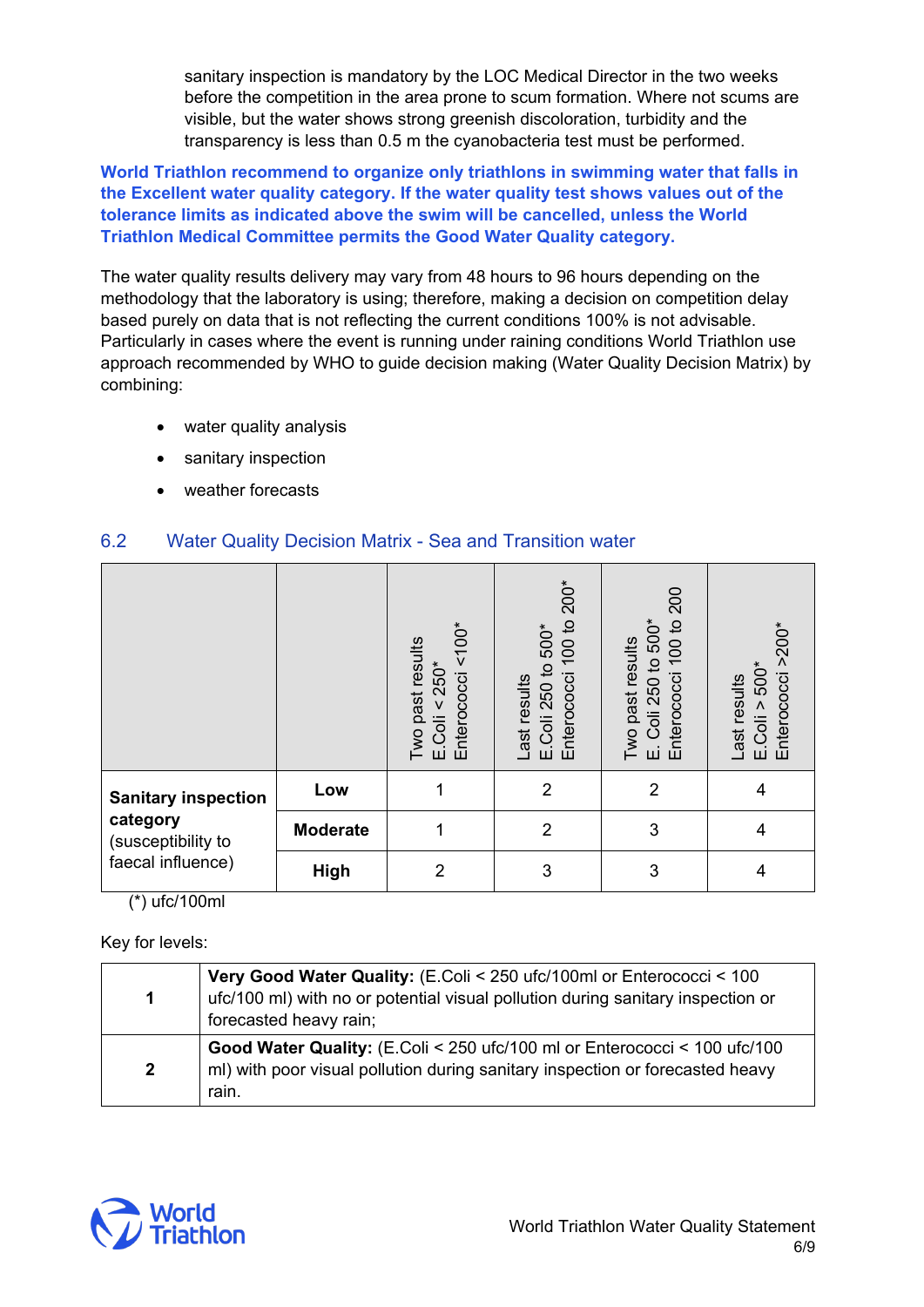sanitary inspection is mandatory by the LOC Medical Director in the two weeks before the competition in the area prone to scum formation. Where not scums are visible, but the water shows strong greenish discoloration, turbidity and the transparency is less than 0.5 m the cyanobacteria test must be performed.

**World Triathlon recommend to organize only triathlons in swimming water that falls in the Excellent water quality category. If the water quality test shows values out of the tolerance limits as indicated above the swim will be cancelled, unless the World Triathlon Medical Committee permits the Good Water Quality category.**

The water quality results delivery may vary from 48 hours to 96 hours depending on the methodology that the laboratory is using; therefore, making a decision on competition delay based purely on data that is not reflecting the current conditions 100% is not advisable. Particularly in cases where the event is running under raining conditions World Triathlon use approach recommended by WHO to guide decision making (Water Quality Decision Matrix) by combining:

- water quality analysis
- sanitary inspection
- weather forecasts

## 6.2 Water Quality Decision Matrix - Sea and Transition water

| | | Two past results E.Coli < 250* Enterococci <100* | Last results E.Coli 250 to 500* Enterococci 100 to 200* | Two past results E. Coli 250 to 500* Enterococci 100 to 200 | Last results E.Coli > 500* Enterococci >200* |
|---|---|---|---|---|---|
| **Sanitary inspection category** (susceptibility to faecal influence) | **Low** | 1 | 2 | 2 | 4 |
| | **Moderate** | 1 | 2 | 3 | 4 |
| | **High** | 2 | 3 | 3 | 4 |

(*) ufc/100ml

Key for levels:

| | |
|---|---|
| **1** | **Very Good Water Quality:** (E.Coli < 250 ufc/100ml or Enterococci < 100 ufc/100 ml) with no or potential visual pollution during sanitary inspection or forecasted heavy rain; |
| **2** | **Good Water Quality:** (E.Coli < 250 ufc/100 ml or Enterococci < 100 ufc/100 ml) with poor visual pollution during sanitary inspection or forecasted heavy rain. |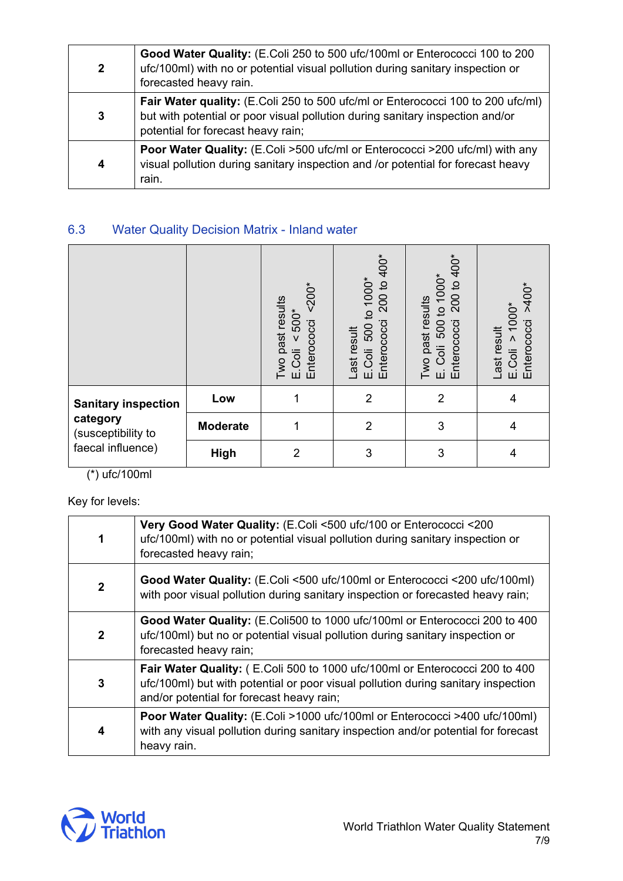| | |
|---|---|
| **2** | **Good Water Quality:** (E.Coli 250 to 500 ufc/100ml or Enterococci 100 to 200 ufc/100ml) with no or potential visual pollution during sanitary inspection or forecasted heavy rain. |
| **3** | **Fair Water quality:** (E.Coli 250 to 500 ufc/ml or Enterococci 100 to 200 ufc/ml) but with potential or poor visual pollution during sanitary inspection and/or potential for forecast heavy rain; |
| **4** | **Poor Water Quality:** (E.Coli >500 ufc/ml or Enterococci >200 ufc/ml) with any visual pollution during sanitary inspection and /or potential for forecast heavy rain. |

## 6.3 Water Quality Decision Matrix - Inland water

| | | Two past results E.Coli < 500* Enterococci <200* | Last result E.Coli 500 to 1000* Enterococci 200 to 400* | Two past results E. Coli 500 to 1000* Enterococci 200 to 400* | Last result E.Coli > 1000* Enterococci >400* |
|---|---|---|---|---|---|
| **Sanitary inspection category** (susceptibility to faecal influence) | **Low** | 1 | 2 | 2 | 4 |
| | **Moderate** | 1 | 2 | 3 | 4 |
| | **High** | 2 | 3 | 3 | 4 |

(*) ufc/100ml

Key for levels:

| | |
|---|---|
| **1** | **Very Good Water Quality:** (E.Coli <500 ufc/100 or Enterococci <200 ufc/100ml) with no or potential visual pollution during sanitary inspection or forecasted heavy rain; |
| **2** | **Good Water Quality:** (E.Coli <500 ufc/100ml or Enterococci <200 ufc/100ml) with poor visual pollution during sanitary inspection or forecasted heavy rain; |
| **2** | **Good Water Quality:** (E.Coli500 to 1000 ufc/100ml or Enterococci 200 to 400 ufc/100ml) but no or potential visual pollution during sanitary inspection or forecasted heavy rain; |
| **3** | **Fair Water Quality:** ( E.Coli 500 to 1000 ufc/100ml or Enterococci 200 to 400 ufc/100ml) but with potential or poor visual pollution during sanitary inspection and/or potential for forecast heavy rain; |
| **4** | **Poor Water Quality:** (E.Coli >1000 ufc/100ml or Enterococci >400 ufc/100ml) with any visual pollution during sanitary inspection and/or potential for forecast heavy rain. |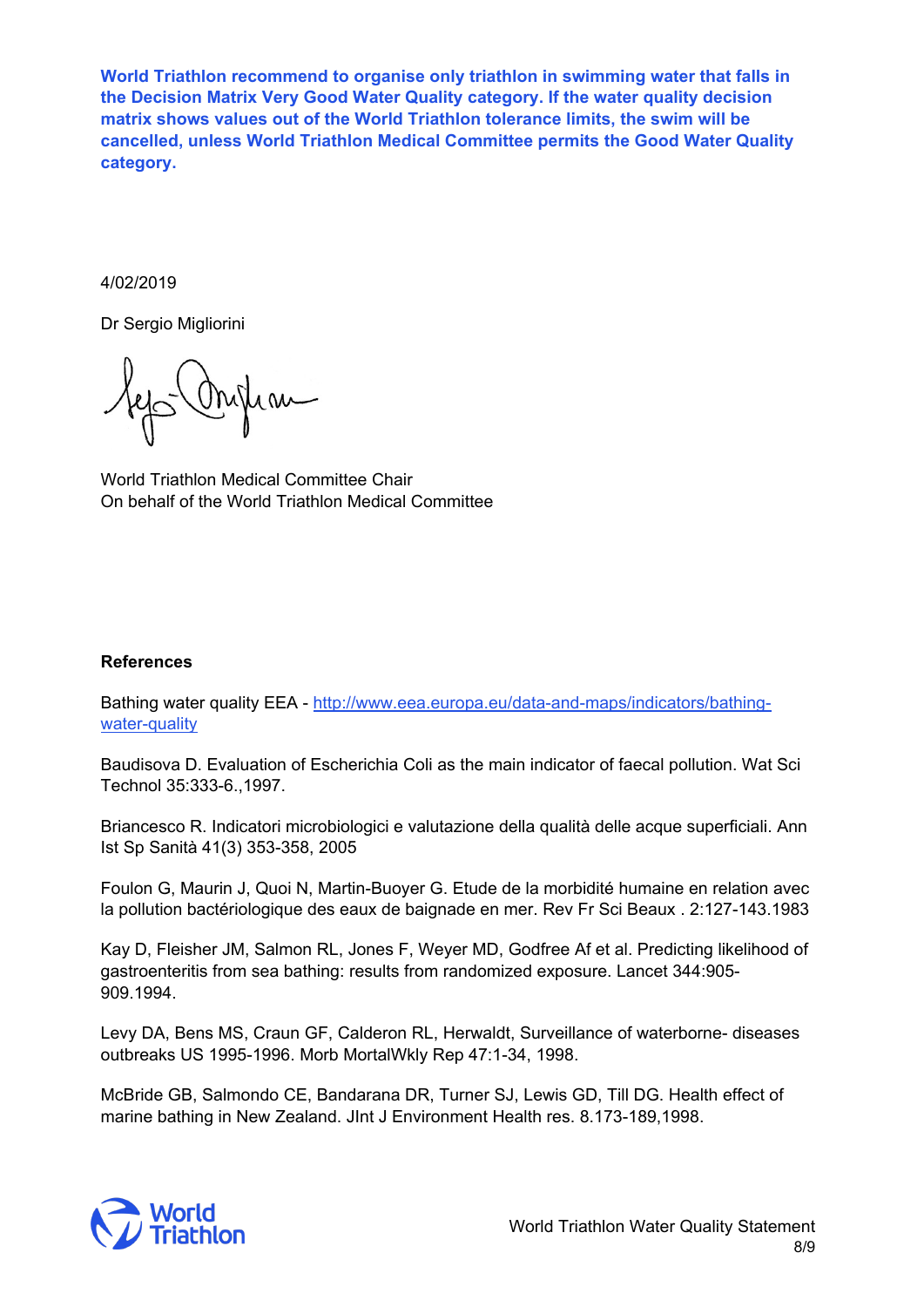**World Triathlon recommend to organise only triathlon in swimming water that falls in the Decision Matrix Very Good Water Quality category. If the water quality decision matrix shows values out of the World Triathlon tolerance limits, the swim will be cancelled, unless World Triathlon Medical Committee permits the Good Water Quality category.**

4/02/2019

Dr Sergio Migliorini

World Triathlon Medical Committee Chair
On behalf of the World Triathlon Medical Committee

**References**

Bathing water quality EEA - [http://www.eea.europa.eu/data-and-maps/indicators/bathing-water-quality](http://www.eea.europa.eu/data-and-maps/indicators/bathing-water-quality)

Baudisova D. Evaluation of Escherichia Coli as the main indicator of faecal pollution. Wat Sci Technol 35:333-6.,1997.

Briancesco R. Indicatori microbiologici e valutazione della qualità delle acque superficiali. Ann Ist Sp Sanità 41(3) 353-358, 2005

Foulon G, Maurin J, Quoi N, Martin-Buoyer G. Etude de la morbidité humaine en relation avec la pollution bactériologique des eaux de baignade en mer. Rev Fr Sci Beaux . 2:127-143.1983

Kay D, Fleisher JM, Salmon RL, Jones F, Weyer MD, Godfree Af et al. Predicting likelihood of gastroenteritis from sea bathing: results from randomized exposure. Lancet 344:905-909.1994.

Levy DA, Bens MS, Craun GF, Calderon RL, Herwaldt, Surveillance of waterborne- diseases outbreaks US 1995-1996. Morb MortalWkly Rep 47:1-34, 1998.

McBride GB, Salmondo CE, Bandarana DR, Turner SJ, Lewis GD, Till DG. Health effect of marine bathing in New Zealand. JInt J Environment Health res. 8.173-189,1998.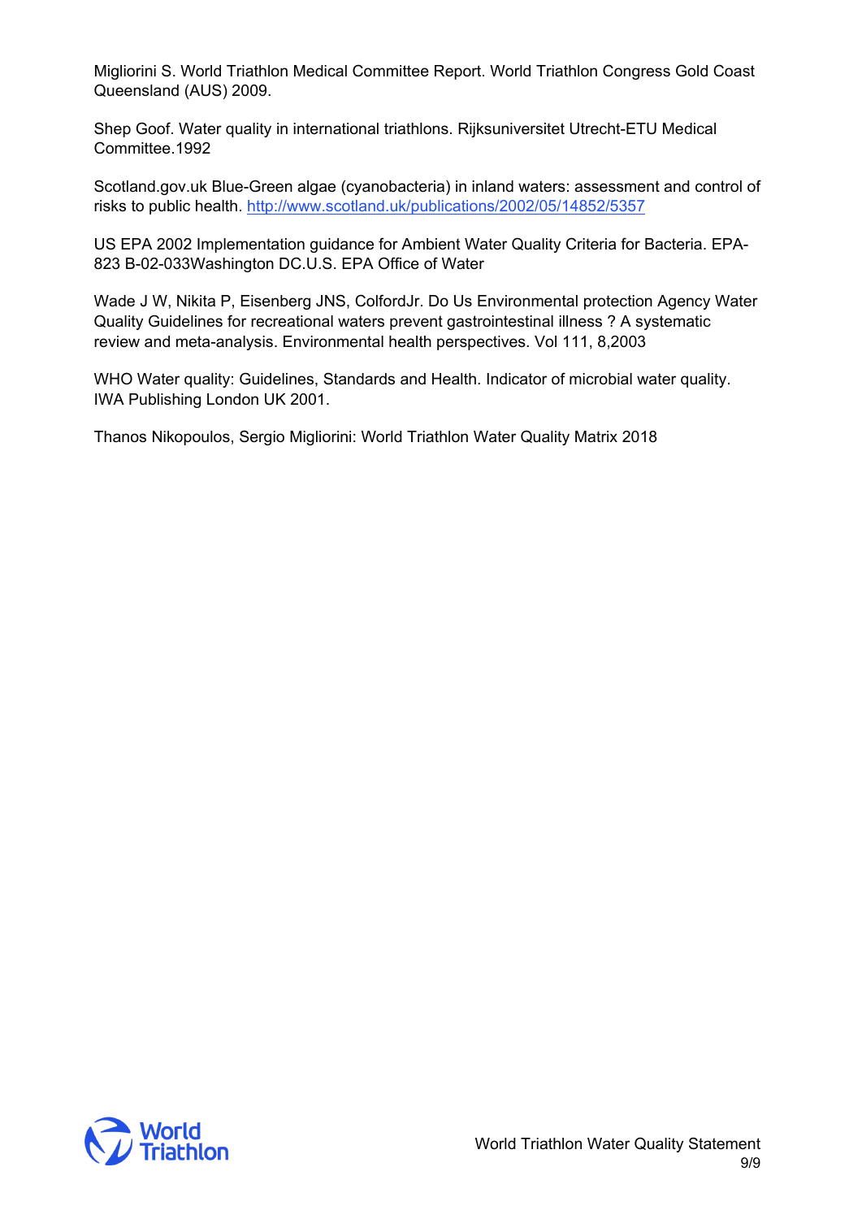Migliorini S. World Triathlon Medical Committee Report. World Triathlon Congress Gold Coast Queensland (AUS) 2009.

Shep Goof. Water quality in international triathlons. Rijksuniversitet Utrecht-ETU Medical Committee.1992

Scotland.gov.uk Blue-Green algae (cyanobacteria) in inland waters: assessment and control of risks to public health. http://www.scotland.uk/publications/2002/05/14852/5357

US EPA 2002 Implementation guidance for Ambient Water Quality Criteria for Bacteria. EPA-823 B-02-033Washington DC.U.S. EPA Office of Water

Wade J W, Nikita P, Eisenberg JNS, ColfordJr. Do Us Environmental protection Agency Water Quality Guidelines for recreational waters prevent gastrointestinal illness ? A systematic review and meta-analysis. Environmental health perspectives. Vol 111, 8,2003

WHO Water quality: Guidelines, Standards and Health. Indicator of microbial water quality. IWA Publishing London UK 2001.

Thanos Nikopoulos, Sergio Migliorini: World Triathlon Water Quality Matrix 2018